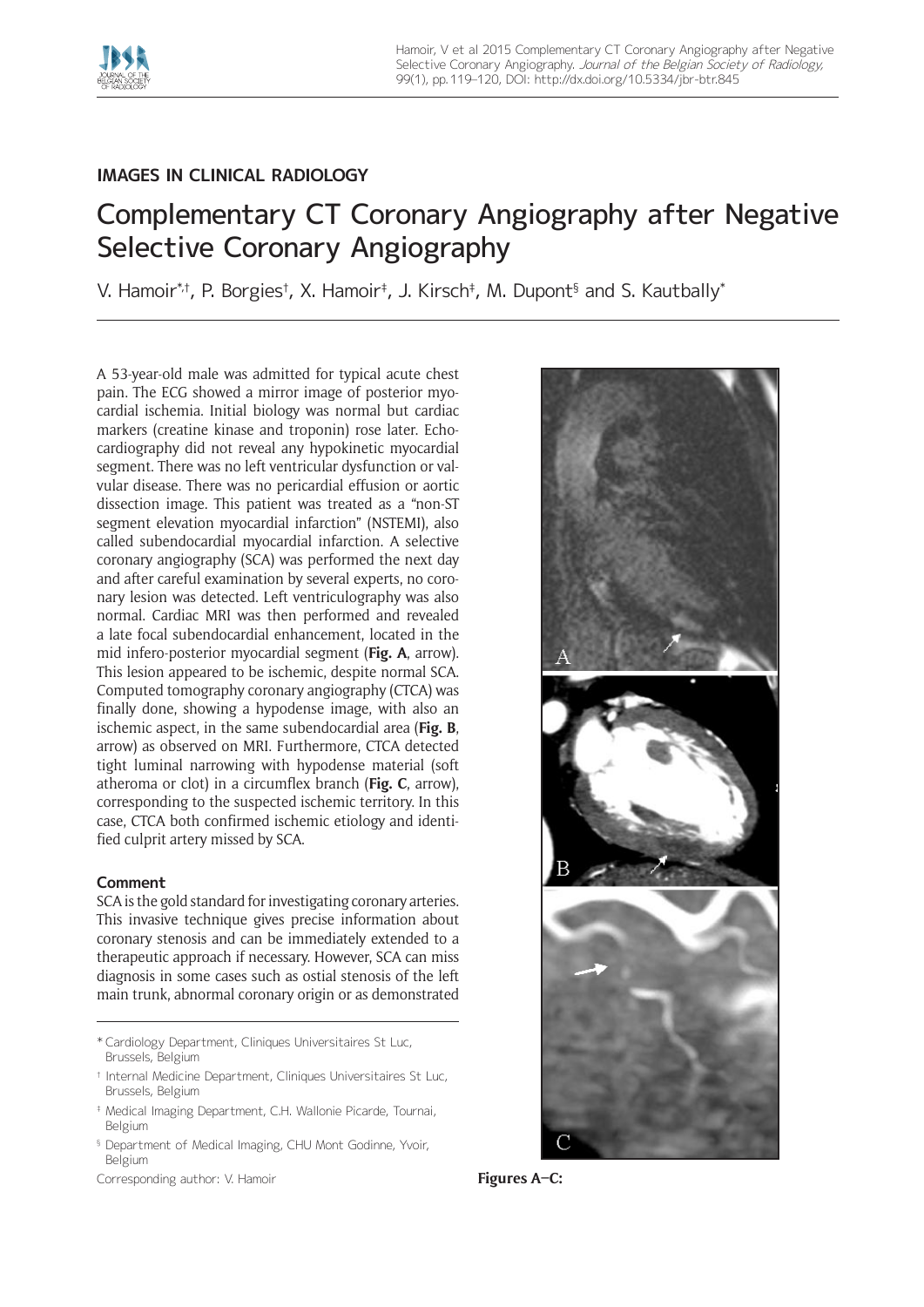## IMAGES IN CLINICAL RADIOLOGY

# Complementary CT Coronary Angiography after Negative Selective Coronary Angiography

V. Hamoir[*,†], P. Borgies[†], X. Hamoir[‡], J. Kirsch[‡], M. Dupont[§] and S. Kautbally[*]

A 53-year-old male was admitted for typical acute chest pain. The ECG showed a mirror image of posterior myocardial ischemia. Initial biology was normal but cardiac markers (creatine kinase and troponin) rose later. Echocardiography did not reveal any hypokinetic myocardial segment. There was no left ventricular dysfunction or valvular disease. There was no pericardial effusion or aortic dissection image. This patient was treated as a "non-ST segment elevation myocardial infarction" (NSTEMI), also called subendocardial myocardial infarction. A selective coronary angiography (SCA) was performed the next day and after careful examination by several experts, no coronary lesion was detected. Left ventriculography was also normal. Cardiac MRI was then performed and revealed a late focal subendocardial enhancement, located in the mid infero-posterior myocardial segment (**Fig. A**, arrow). This lesion appeared to be ischemic, despite normal SCA. Computed tomography coronary angiography (CTCA) was finally done, showing a hypodense image, with also an ischemic aspect, in the same subendocardial area (**Fig. B**, arrow) as observed on MRI. Furthermore, CTCA detected tight luminal narrowing with hypodense material (soft atheroma or clot) in a circumflex branch (**Fig. C**, arrow), corresponding to the suspected ischemic territory. In this case, CTCA both confirmed ischemic etiology and identified culprit artery missed by SCA.

### Comment

SCA is the gold standard for investigating coronary arteries. This invasive technique gives precise information about coronary stenosis and can be immediately extended to a therapeutic approach if necessary. However, SCA can miss diagnosis in some cases such as ostial stenosis of the left main trunk, abnormal coronary origin or as demonstrated

**Figures A–C:**

* Cardiology Department, Cliniques Universitaires St Luc, Brussels, Belgium

† Internal Medicine Department, Cliniques Universitaires St Luc, Brussels, Belgium

‡ Medical Imaging Department, C.H. Wallonie Picarde, Tournai, Belgium

§ Department of Medical Imaging, CHU Mont Godinne, Yvoir, Belgium

Corresponding author: V. Hamoir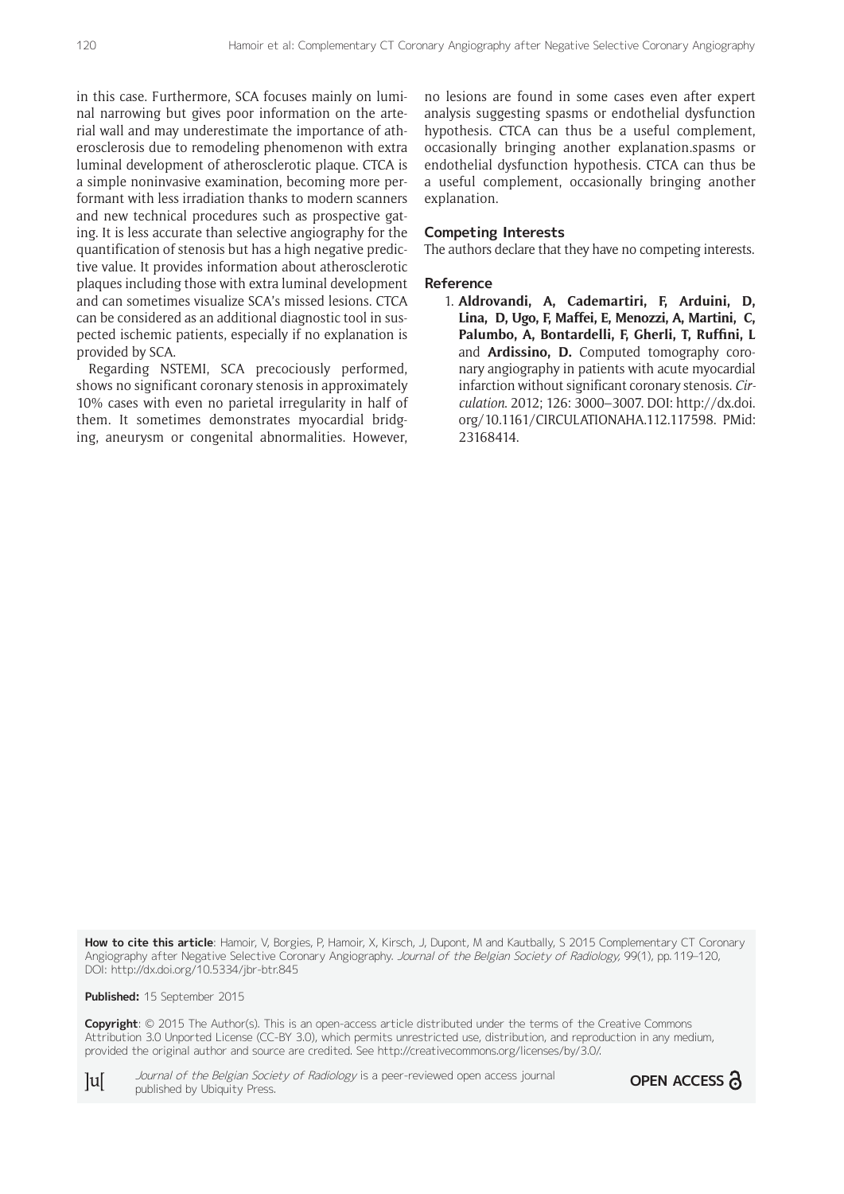in this case. Furthermore, SCA focuses mainly on luminal narrowing but gives poor information on the arterial wall and may underestimate the importance of atherosclerosis due to remodeling phenomenon with extra luminal development of atherosclerotic plaque. CTCA is a simple noninvasive examination, becoming more performant with less irradiation thanks to modern scanners and new technical procedures such as prospective gating. It is less accurate than selective angiography for the quantification of stenosis but has a high negative predictive value. It provides information about atherosclerotic plaques including those with extra luminal development and can sometimes visualize SCA's missed lesions. CTCA can be considered as an additional diagnostic tool in suspected ischemic patients, especially if no explanation is provided by SCA.

Regarding NSTEMI, SCA precociously performed, shows no significant coronary stenosis in approximately 10% cases with even no parietal irregularity in half of them. It sometimes demonstrates myocardial bridging, aneurysm or congenital abnormalities. However, no lesions are found in some cases even after expert analysis suggesting spasms or endothelial dysfunction hypothesis. CTCA can thus be a useful complement, occasionally bringing another explanation.spasms or endothelial dysfunction hypothesis. CTCA can thus be a useful complement, occasionally bringing another explanation.

## Competing Interests

The authors declare that they have no competing interests.

## Reference

1. **Aldrovandi, A, Cademartiri, F, Arduini, D, Lina, D, Ugo, F, Maffei, E, Menozzi, A, Martini, C, Palumbo, A, Bontardelli, F, Gherli, T, Ruffini, L** and **Ardissino, D.** Computed tomography coronary angiography in patients with acute myocardial infarction without significant coronary stenosis. *Circulation*. 2012; 126: 3000–3007. DOI: http://dx.doi.org/10.1161/CIRCULATIONAHA.112.117598. PMid: 23168414.

**How to cite this article**: Hamoir, V, Borgies, P, Hamoir, X, Kirsch, J, Dupont, M and Kautbally, S 2015 Complementary CT Coronary Angiography after Negative Selective Coronary Angiography. *Journal of the Belgian Society of Radiology*, 99(1), pp. 119–120, DOI: http://dx.doi.org/10.5334/jbr-btr.845

**Published:** 15 September 2015

**Copyright**: © 2015 The Author(s). This is an open-access article distributed under the terms of the Creative Commons Attribution 3.0 Unported License (CC-BY 3.0), which permits unrestricted use, distribution, and reproduction in any medium, provided the original author and source are credited. See http://creativecommons.org/licenses/by/3.0/.

*Journal of the Belgian Society of Radiology* is a peer-reviewed open access journal published by Ubiquity Press.

OPEN ACCESS